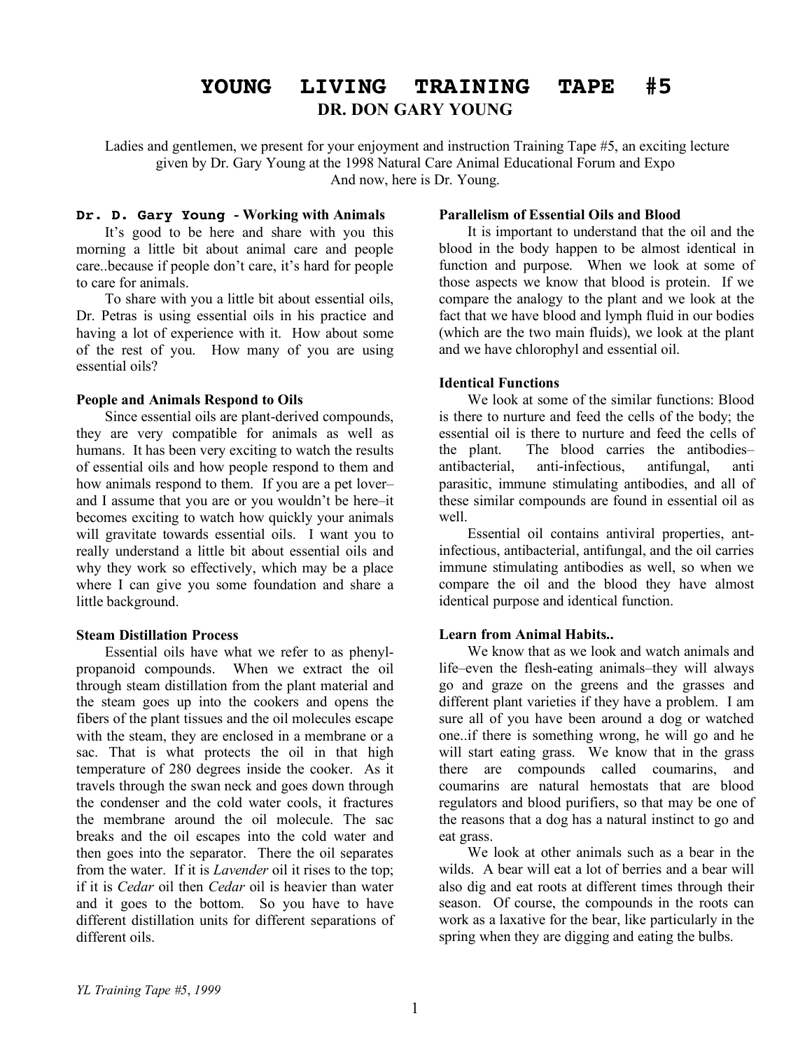# YOUNG LIVING TRAINING TAPE #5

## DR. DON GARY YOUNG

Ladies and gentlemen, we present for your enjoyment and instruction Training Tape #5, an exciting lecture given by Dr. Gary Young at the 1998 Natural Care Animal Educational Forum and Expo And now, here is Dr. Young.

**Dr. D. Gary Young - Working with Animals**

It's good to be here and share with you this morning a little bit about animal care and people care..because if people don't care, it's hard for people to care for animals.

To share with you a little bit about essential oils, Dr. Petras is using essential oils in his practice and having a lot of experience with it. How about some of the rest of you. How many of you are using essential oils?

**People and Animals Respond to Oils**

Since essential oils are plant-derived compounds, they are very compatible for animals as well as humans. It has been very exciting to watch the results of essential oils and how people respond to them and how animals respond to them. If you are a pet lover–and I assume that you are or you wouldn't be here–it becomes exciting to watch how quickly your animals will gravitate towards essential oils. I want you to really understand a little bit about essential oils and why they work so effectively, which may be a place where I can give you some foundation and share a little background.

**Steam Distillation Process**

Essential oils have what we refer to as phenyl-propanoid compounds. When we extract the oil through steam distillation from the plant material and the steam goes up into the cookers and opens the fibers of the plant tissues and the oil molecules escape with the steam, they are enclosed in a membrane or a sac. That is what protects the oil in that high temperature of 280 degrees inside the cooker. As it travels through the swan neck and goes down through the condenser and the cold water cools, it fractures the membrane around the oil molecule. The sac breaks and the oil escapes into the cold water and then goes into the separator. There the oil separates from the water. If it is *Lavender* oil it rises to the top; if it is *Cedar* oil then *Cedar* oil is heavier than water and it goes to the bottom. So you have to have different distillation units for different separations of different oils.

**Parallelism of Essential Oils and Blood**

It is important to understand that the oil and the blood in the body happen to be almost identical in function and purpose. When we look at some of those aspects we know that blood is protein. If we compare the analogy to the plant and we look at the fact that we have blood and lymph fluid in our bodies (which are the two main fluids), we look at the plant and we have chlorophyl and essential oil.

**Identical Functions**

We look at some of the similar functions: Blood is there to nurture and feed the cells of the body; the essential oil is there to nurture and feed the cells of the plant. The blood carries the antibodies–antibacterial, anti-infectious, antifungal, anti parasitic, immune stimulating antibodies, and all of these similar compounds are found in essential oil as well.

Essential oil contains antiviral properties, ant-infectious, antibacterial, antifungal, and the oil carries immune stimulating antibodies as well, so when we compare the oil and the blood they have almost identical purpose and identical function.

**Learn from Animal Habits..**

We know that as we look and watch animals and life–even the flesh-eating animals–they will always go and graze on the greens and the grasses and different plant varieties if they have a problem. I am sure all of you have been around a dog or watched one..if there is something wrong, he will go and he will start eating grass. We know that in the grass there are compounds called coumarins, and coumarins are natural hemostats that are blood regulators and blood purifiers, so that may be one of the reasons that a dog has a natural instinct to go and eat grass.

We look at other animals such as a bear in the wilds. A bear will eat a lot of berries and a bear will also dig and eat roots at different times through their season. Of course, the compounds in the roots can work as a laxative for the bear, like particularly in the spring when they are digging and eating the bulbs.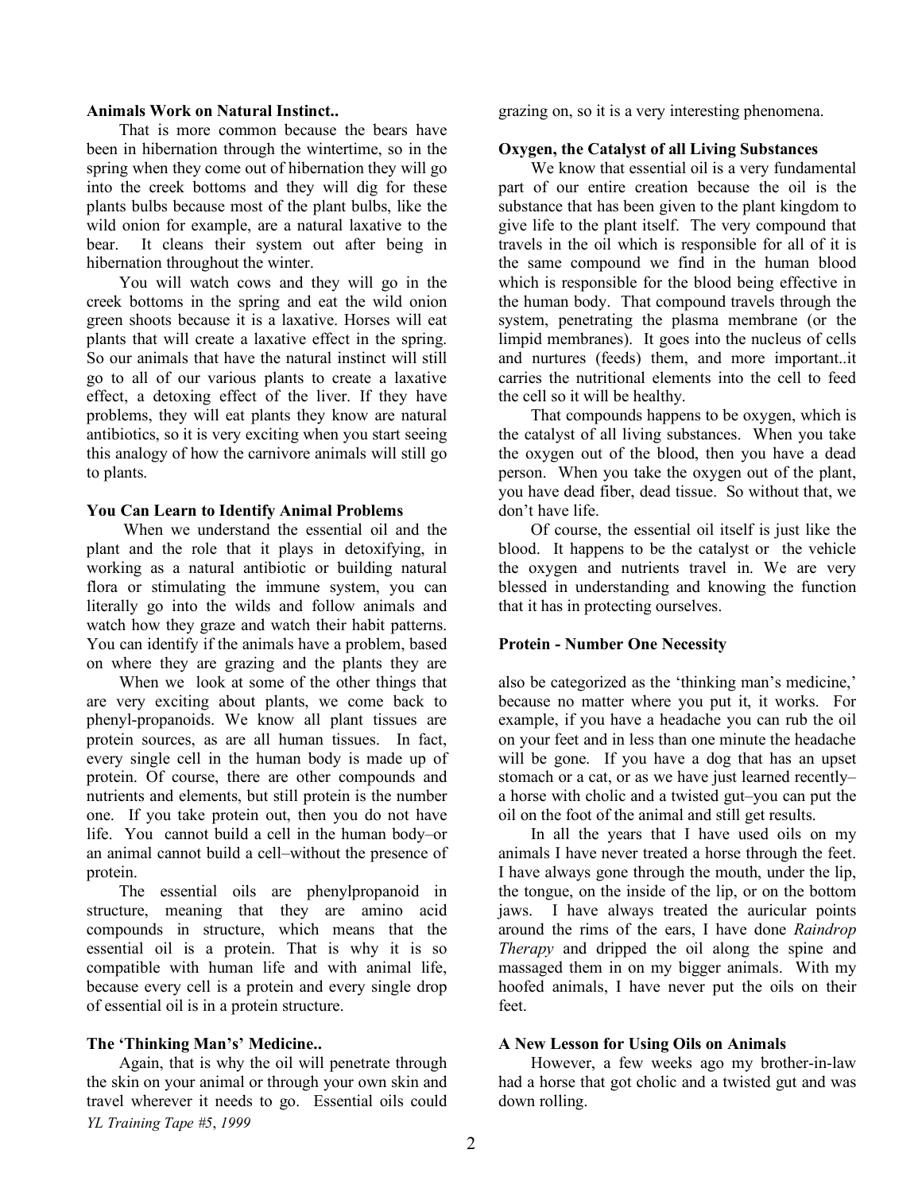**Animals Work on Natural Instinct..**

That is more common because the bears have been in hibernation through the wintertime, so in the spring when they come out of hibernation they will go into the creek bottoms and they will dig for these plants bulbs because most of the plant bulbs, like the wild onion for example, are a natural laxative to the bear. It cleans their system out after being in hibernation throughout the winter.

You will watch cows and they will go in the creek bottoms in the spring and eat the wild onion green shoots because it is a laxative. Horses will eat plants that will create a laxative effect in the spring. So our animals that have the natural instinct will still go to all of our various plants to create a laxative effect, a detoxing effect of the liver. If they have problems, they will eat plants they know are natural antibiotics, so it is very exciting when you start seeing this analogy of how the carnivore animals will still go to plants.

**You Can Learn to Identify Animal Problems**

When we understand the essential oil and the plant and the role that it plays in detoxifying, in working as a natural antibiotic or building natural flora or stimulating the immune system, you can literally go into the wilds and follow animals and watch how they graze and watch their habit patterns. You can identify if the animals have a problem, based on where they are grazing and the plants they are grazing on, so it is a very interesting phenomena.

**Oxygen, the Catalyst of all Living Substances**

We know that essential oil is a very fundamental part of our entire creation because the oil is the substance that has been given to the plant kingdom to give life to the plant itself. The very compound that travels in the oil which is responsible for all of it is the same compound we find in the human blood which is responsible for the blood being effective in the human body. That compound travels through the system, penetrating the plasma membrane (or the limpid membranes). It goes into the nucleus of cells and nurtures (feeds) them, and more important..it carries the nutritional elements into the cell to feed the cell so it will be healthy.

That compounds happens to be oxygen, which is the catalyst of all living substances. When you take the oxygen out of the blood, then you have a dead person. When you take the oxygen out of the plant, you have dead fiber, dead tissue. So without that, we don't have life.

Of course, the essential oil itself is just like the blood. It happens to be the catalyst or the vehicle the oxygen and nutrients travel in. We are very blessed in understanding and knowing the function that it has in protecting ourselves.

**Protein - Number One Necessity**

When we look at some of the other things that are very exciting about plants, we come back to phenyl-propanoids. We know all plant tissues are protein sources, as are all human tissues. In fact, every single cell in the human body is made up of protein. Of course, there are other compounds and nutrients and elements, but still protein is the number one. If you take protein out, then you do not have life. You cannot build a cell in the human body–or an animal cannot build a cell–without the presence of protein.

The essential oils are phenylpropanoid in structure, meaning that they are amino acid compounds in structure, which means that the essential oil is a protein. That is why it is so compatible with human life and with animal life, because every cell is a protein and every single drop of essential oil is in a protein structure.

**The 'Thinking Man's' Medicine..**

Again, that is why the oil will penetrate through the skin on your animal or through your own skin and travel wherever it needs to go. Essential oils could also be categorized as the 'thinking man's medicine,' because no matter where you put it, it works. For example, if you have a headache you can rub the oil on your feet and in less than one minute the headache will be gone. If you have a dog that has an upset stomach or a cat, or as we have just learned recently–a horse with cholic and a twisted gut–you can put the oil on the foot of the animal and still get results.

In all the years that I have used oils on my animals I have never treated a horse through the feet. I have always gone through the mouth, under the lip, the tongue, on the inside of the lip, or on the bottom jaws. I have always treated the auricular points around the rims of the ears, I have done *Raindrop Therapy* and dripped the oil along the spine and massaged them in on my bigger animals. With my hoofed animals, I have never put the oils on their feet.

**A New Lesson for Using Oils on Animals**

However, a few weeks ago my brother-in-law had a horse that got cholic and a twisted gut and was down rolling.

*YL Training Tape #5, 1999*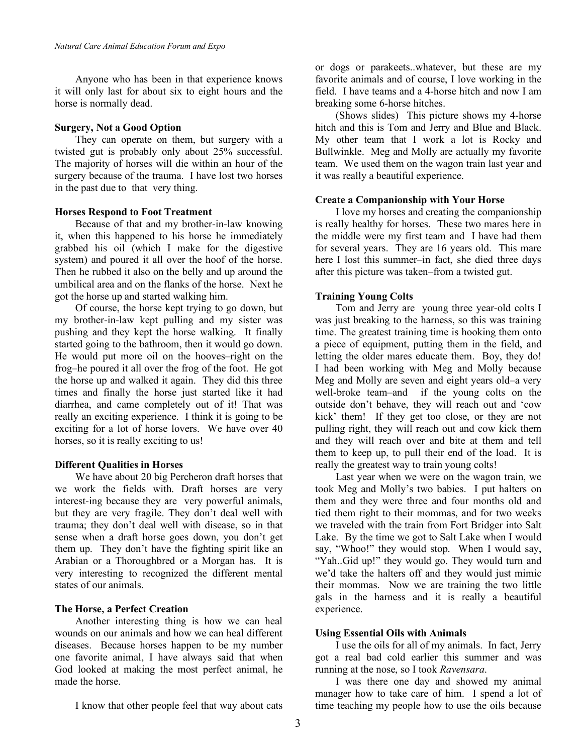Anyone who has been in that experience knows it will only last for about six to eight hours and the horse is normally dead.

### Surgery, Not a Good Option

They can operate on them, but surgery with a twisted gut is probably only about 25% successful. The majority of horses will die within an hour of the surgery because of the trauma. I have lost two horses in the past due to that very thing.

### Horses Respond to Foot Treatment

Because of that and my brother-in-law knowing it, when this happened to his horse he immediately grabbed his oil (which I make for the digestive system) and poured it all over the hoof of the horse. Then he rubbed it also on the belly and up around the umbilical area and on the flanks of the horse. Next he got the horse up and started walking him.

Of course, the horse kept trying to go down, but my brother-in-law kept pulling and my sister was pushing and they kept the horse walking. It finally started going to the bathroom, then it would go down. He would put more oil on the hooves–right on the frog–he poured it all over the frog of the foot. He got the horse up and walked it again. They did this three times and finally the horse just started like it had diarrhea, and came completely out of it! That was really an exciting experience. I think it is going to be exciting for a lot of horse lovers. We have over 40 horses, so it is really exciting to us!

### Different Qualities in Horses

We have about 20 big Percheron draft horses that we work the fields with. Draft horses are very interest-ing because they are very powerful animals, but they are very fragile. They don't deal well with trauma; they don't deal well with disease, so in that sense when a draft horse goes down, you don't get them up. They don't have the fighting spirit like an Arabian or a Thoroughbred or a Morgan has. It is very interesting to recognized the different mental states of our animals.

### The Horse, a Perfect Creation

Another interesting thing is how we can heal wounds on our animals and how we can heal different diseases. Because horses happen to be my number one favorite animal, I have always said that when God looked at making the most perfect animal, he made the horse.

I know that other people feel that way about cats or dogs or parakeets..whatever, but these are my favorite animals and of course, I love working in the field. I have teams and a 4-horse hitch and now I am breaking some 6-horse hitches.

(Shows slides) This picture shows my 4-horse hitch and this is Tom and Jerry and Blue and Black. My other team that I work a lot is Rocky and Bullwinkle. Meg and Molly are actually my favorite team. We used them on the wagon train last year and it was really a beautiful experience.

### Create a Companionship with Your Horse

I love my horses and creating the companionship is really healthy for horses. These two mares here in the middle were my first team and I have had them for several years. They are 16 years old. This mare here I lost this summer–in fact, she died three days after this picture was taken–from a twisted gut.

### Training Young Colts

Tom and Jerry are young three year-old colts I was just breaking to the harness, so this was training time. The greatest training time is hooking them onto a piece of equipment, putting them in the field, and letting the older mares educate them. Boy, they do! I had been working with Meg and Molly because Meg and Molly are seven and eight years old–a very well-broke team–and if the young colts on the outside don't behave, they will reach out and 'cow kick' them! If they get too close, or they are not pulling right, they will reach out and cow kick them and they will reach over and bite at them and tell them to keep up, to pull their end of the load. It is really the greatest way to train young colts!

Last year when we were on the wagon train, we took Meg and Molly's two babies. I put halters on them and they were three and four months old and tied them right to their mommas, and for two weeks we traveled with the train from Fort Bridger into Salt Lake. By the time we got to Salt Lake when I would say, "Whoo!" they would stop. When I would say, "Yah..Gid up!" they would go. They would turn and we'd take the halters off and they would just mimic their mommas. Now we are training the two little gals in the harness and it is really a beautiful experience.

### Using Essential Oils with Animals

I use the oils for all of my animals. In fact, Jerry got a real bad cold earlier this summer and was running at the nose, so I took *Ravensara*.

I was there one day and showed my animal manager how to take care of him. I spend a lot of time teaching my people how to use the oils because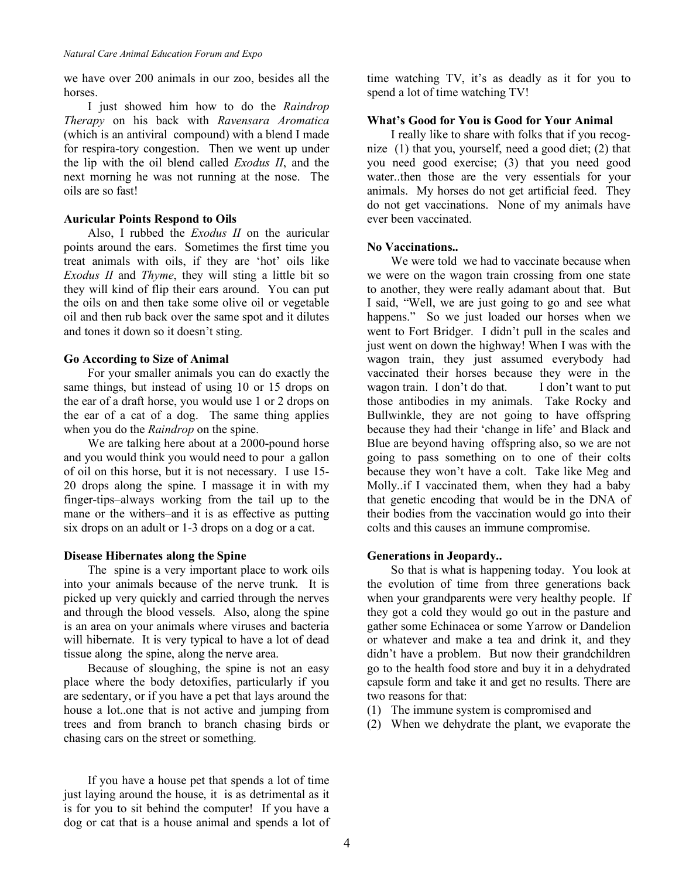we have over 200 animals in our zoo, besides all the horses.

I just showed him how to do the *Raindrop Therapy* on his back with *Ravensara Aromatica* (which is an antiviral compound) with a blend I made for respira-tory congestion. Then we went up under the lip with the oil blend called *Exodus II*, and the next morning he was not running at the nose. The oils are so fast!

**Auricular Points Respond to Oils**

Also, I rubbed the *Exodus II* on the auricular points around the ears. Sometimes the first time you treat animals with oils, if they are 'hot' oils like *Exodus II* and *Thyme*, they will sting a little bit so they will kind of flip their ears around. You can put the oils on and then take some olive oil or vegetable oil and then rub back over the same spot and it dilutes and tones it down so it doesn't sting.

**Go According to Size of Animal**

For your smaller animals you can do exactly the same things, but instead of using 10 or 15 drops on the ear of a draft horse, you would use 1 or 2 drops on the ear of a cat of a dog. The same thing applies when you do the *Raindrop* on the spine.

We are talking here about at a 2000-pound horse and you would think you would need to pour a gallon of oil on this horse, but it is not necessary. I use 15-20 drops along the spine. I massage it in with my finger-tips–always working from the tail up to the mane or the withers–and it is as effective as putting six drops on an adult or 1-3 drops on a dog or a cat.

**Disease Hibernates along the Spine**

The spine is a very important place to work oils into your animals because of the nerve trunk. It is picked up very quickly and carried through the nerves and through the blood vessels. Also, along the spine is an area on your animals where viruses and bacteria will hibernate. It is very typical to have a lot of dead tissue along the spine, along the nerve area.

Because of sloughing, the spine is not an easy place where the body detoxifies, particularly if you are sedentary, or if you have a pet that lays around the house a lot..one that is not active and jumping from trees and from branch to branch chasing birds or chasing cars on the street or something.

If you have a house pet that spends a lot of time just laying around the house, it is as detrimental as it is for you to sit behind the computer! If you have a dog or cat that is a house animal and spends a lot of time watching TV, it's as deadly as it for you to spend a lot of time watching TV!

**What's Good for You is Good for Your Animal**

I really like to share with folks that if you recog-nize (1) that you, yourself, need a good diet; (2) that you need good exercise; (3) that you need good water..then those are the very essentials for your animals. My horses do not get artificial feed. They do not get vaccinations. None of my animals have ever been vaccinated.

**No Vaccinations..**

We were told we had to vaccinate because when we were on the wagon train crossing from one state to another, they were really adamant about that. But I said, "Well, we are just going to go and see what happens." So we just loaded our horses when we went to Fort Bridger. I didn't pull in the scales and just went on down the highway! When I was with the wagon train, they just assumed everybody had vaccinated their horses because they were in the wagon train. I don't do that. I don't want to put those antibodies in my animals. Take Rocky and Bullwinkle, they are not going to have offspring because they had their 'change in life' and Black and Blue are beyond having offspring also, so we are not going to pass something on to one of their colts because they won't have a colt. Take like Meg and Molly..if I vaccinated them, when they had a baby that genetic encoding that would be in the DNA of their bodies from the vaccination would go into their colts and this causes an immune compromise.

**Generations in Jeopardy..**

So that is what is happening today. You look at the evolution of time from three generations back when your grandparents were very healthy people. If they got a cold they would go out in the pasture and gather some Echinacea or some Yarrow or Dandelion or whatever and make a tea and drink it, and they didn't have a problem. But now their grandchildren go to the health food store and buy it in a dehydrated capsule form and take it and get no results. There are two reasons for that:

(1) The immune system is compromised and
(2) When we dehydrate the plant, we evaporate the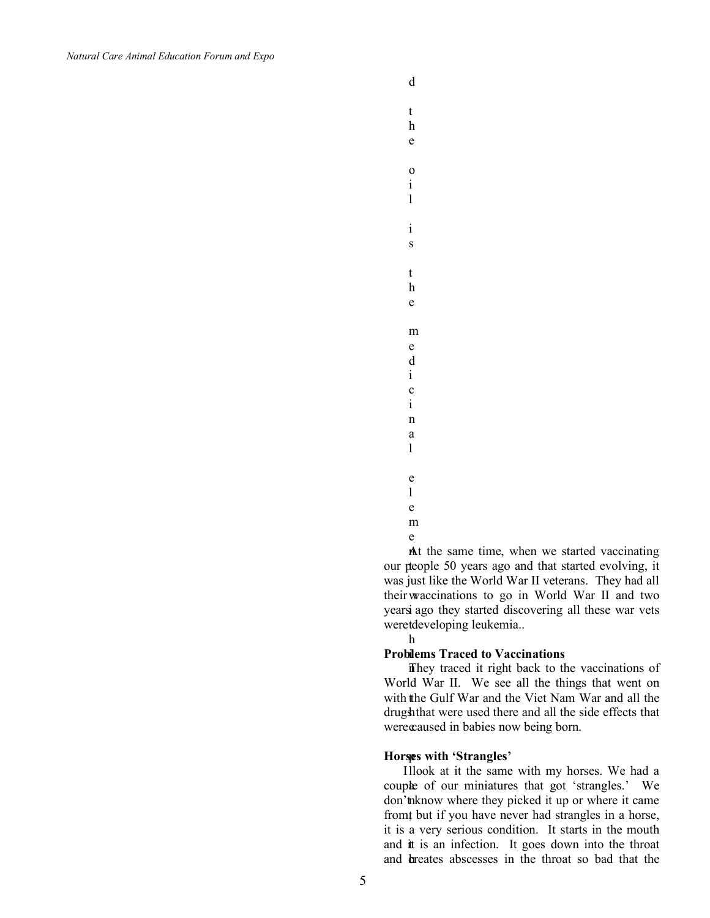d the oil is the medicinal element

At the same time, when we started vaccinating our people 50 years ago and that started evolving, it was just like the World War II veterans. They had all their vaccinations to go in World War II and two years ago they started discovering all these war vets were developing leukemia..

**Problems Traced to Vaccinations**

They traced it right back to the vaccinations of World War II. We see all the things that went on with the Gulf War and the Viet Nam War and all the drugs that were used there and all the side effects that were caused in babies now being born.

**Horses with 'Strangles'**

I look at it the same with my horses. We had a couple of our miniatures that got 'strangles.' We don't know where they picked it up or where it came from, but if you have never had strangles in a horse, it is a very serious condition. It starts in the mouth and it is an infection. It goes down into the throat and creates abscesses in the throat so bad that the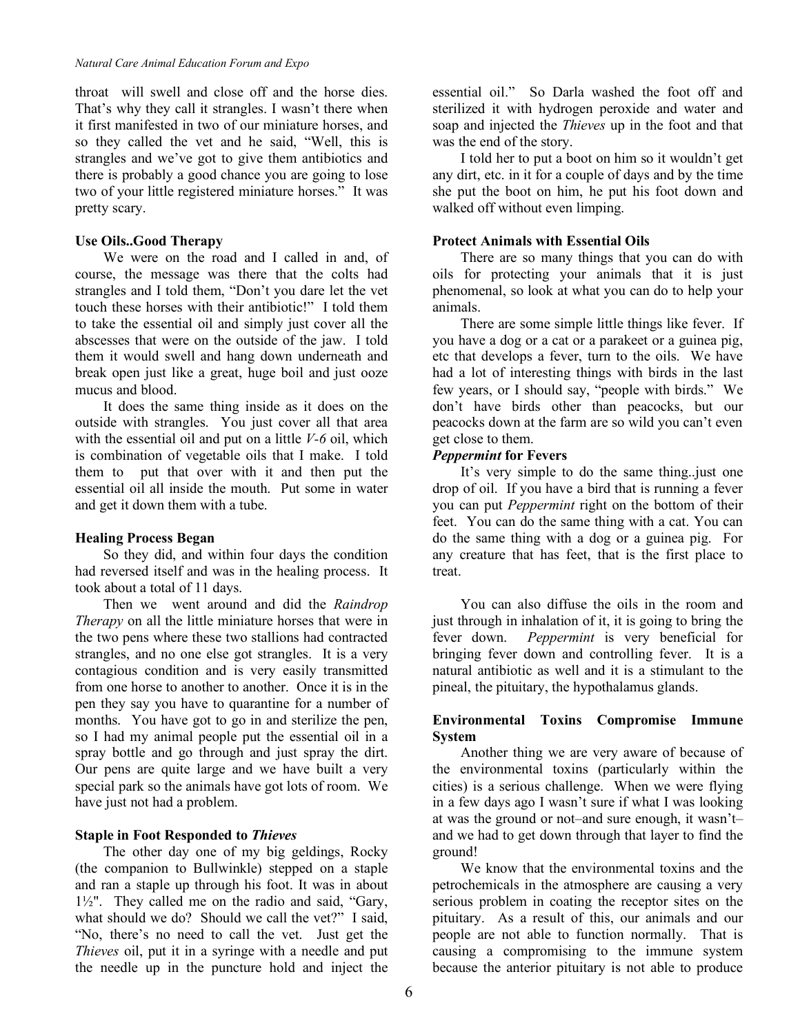throat will swell and close off and the horse dies. That's why they call it strangles. I wasn't there when it first manifested in two of our miniature horses, and so they called the vet and he said, "Well, this is strangles and we've got to give them antibiotics and there is probably a good chance you are going to lose two of your little registered miniature horses." It was pretty scary.

**Use Oils..Good Therapy**

We were on the road and I called in and, of course, the message was there that the colts had strangles and I told them, "Don't you dare let the vet touch these horses with their antibiotic!" I told them to take the essential oil and simply just cover all the abscesses that were on the outside of the jaw. I told them it would swell and hang down underneath and break open just like a great, huge boil and just ooze mucus and blood.

It does the same thing inside as it does on the outside with strangles. You just cover all that area with the essential oil and put on a little *V-6* oil, which is combination of vegetable oils that I make. I told them to put that over with it and then put the essential oil all inside the mouth. Put some in water and get it down them with a tube.

**Healing Process Began**

So they did, and within four days the condition had reversed itself and was in the healing process. It took about a total of 11 days.

Then we went around and did the *Raindrop Therapy* on all the little miniature horses that were in the two pens where these two stallions had contracted strangles, and no one else got strangles. It is a very contagious condition and is very easily transmitted from one horse to another to another. Once it is in the pen they say you have to quarantine for a number of months. You have got to go in and sterilize the pen, so I had my animal people put the essential oil in a spray bottle and go through and just spray the dirt. Our pens are quite large and we have built a very special park so the animals have got lots of room. We have just not had a problem.

**Staple in Foot Responded to *Thieves***

The other day one of my big geldings, Rocky (the companion to Bullwinkle) stepped on a staple and ran a staple up through his foot. It was in about 1½". They called me on the radio and said, "Gary, what should we do? Should we call the vet?" I said, "No, there's no need to call the vet. Just get the *Thieves* oil, put it in a syringe with a needle and put the needle up in the puncture hold and inject the essential oil." So Darla washed the foot off and sterilized it with hydrogen peroxide and water and soap and injected the *Thieves* up in the foot and that was the end of the story.

I told her to put a boot on him so it wouldn't get any dirt, etc. in it for a couple of days and by the time she put the boot on him, he put his foot down and walked off without even limping.

**Protect Animals with Essential Oils**

There are so many things that you can do with oils for protecting your animals that it is just phenomenal, so look at what you can do to help your animals.

There are some simple little things like fever. If you have a dog or a cat or a parakeet or a guinea pig, etc that develops a fever, turn to the oils. We have had a lot of interesting things with birds in the last few years, or I should say, "people with birds." We don't have birds other than peacocks, but our peacocks down at the farm are so wild you can't even get close to them.

***Peppermint* for Fevers**

It's very simple to do the same thing..just one drop of oil. If you have a bird that is running a fever you can put *Peppermint* right on the bottom of their feet. You can do the same thing with a cat. You can do the same thing with a dog or a guinea pig. For any creature that has feet, that is the first place to treat.

You can also diffuse the oils in the room and just through in inhalation of it, it is going to bring the fever down. *Peppermint* is very beneficial for bringing fever down and controlling fever. It is a natural antibiotic as well and it is a stimulant to the pineal, the pituitary, the hypothalamus glands.

**Environmental Toxins Compromise Immune System**

Another thing we are very aware of because of the environmental toxins (particularly within the cities) is a serious challenge. When we were flying in a few days ago I wasn't sure if what I was looking at was the ground or not–and sure enough, it wasn't–and we had to get down through that layer to find the ground!

We know that the environmental toxins and the petrochemicals in the atmosphere are causing a very serious problem in coating the receptor sites on the pituitary. As a result of this, our animals and our people are not able to function normally. That is causing a compromising to the immune system because the anterior pituitary is not able to produce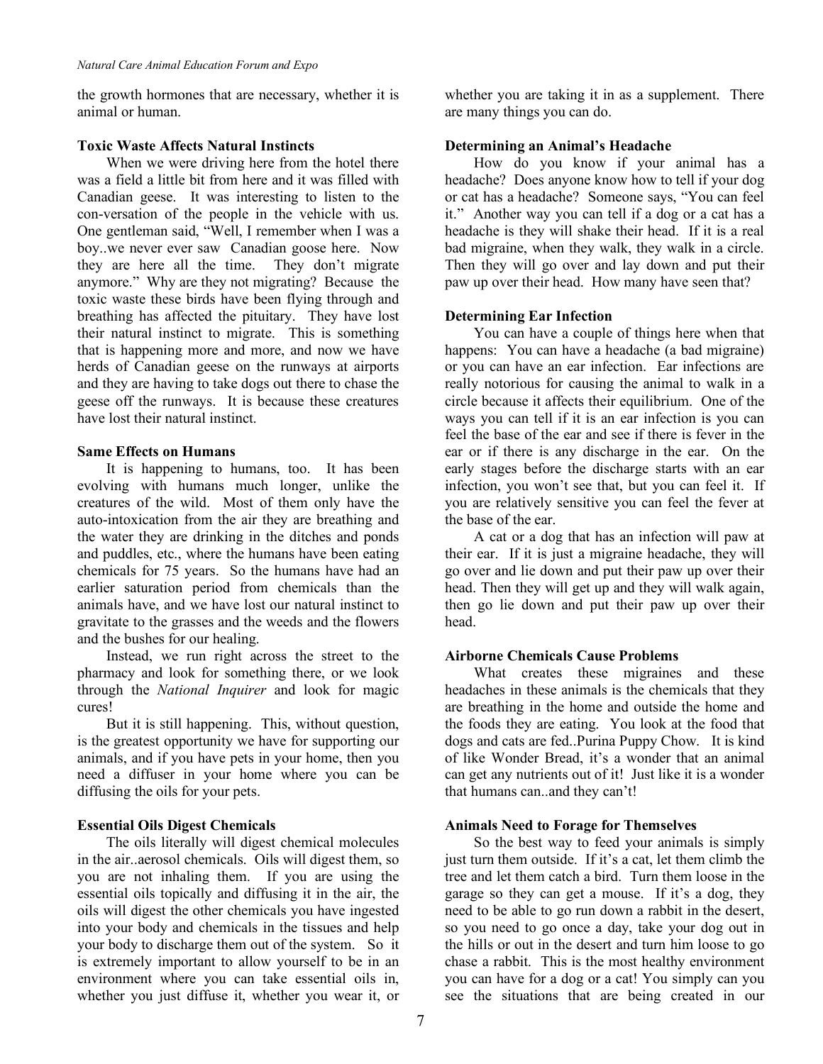the growth hormones that are necessary, whether it is animal or human.

**Toxic Waste Affects Natural Instincts**

When we were driving here from the hotel there was a field a little bit from here and it was filled with Canadian geese. It was interesting to listen to the con-versation of the people in the vehicle with us. One gentleman said, "Well, I remember when I was a boy..we never ever saw Canadian goose here. Now they are here all the time. They don't migrate anymore." Why are they not migrating? Because the toxic waste these birds have been flying through and breathing has affected the pituitary. They have lost their natural instinct to migrate. This is something that is happening more and more, and now we have herds of Canadian geese on the runways at airports and they are having to take dogs out there to chase the geese off the runways. It is because these creatures have lost their natural instinct.

**Same Effects on Humans**

It is happening to humans, too. It has been evolving with humans much longer, unlike the creatures of the wild. Most of them only have the auto-intoxication from the air they are breathing and the water they are drinking in the ditches and ponds and puddles, etc., where the humans have been eating chemicals for 75 years. So the humans have had an earlier saturation period from chemicals than the animals have, and we have lost our natural instinct to gravitate to the grasses and the weeds and the flowers and the bushes for our healing.

Instead, we run right across the street to the pharmacy and look for something there, or we look through the *National Inquirer* and look for magic cures!

But it is still happening. This, without question, is the greatest opportunity we have for supporting our animals, and if you have pets in your home, then you need a diffuser in your home where you can be diffusing the oils for your pets.

**Essential Oils Digest Chemicals**

The oils literally will digest chemical molecules in the air..aerosol chemicals. Oils will digest them, so you are not inhaling them. If you are using the essential oils topically and diffusing it in the air, the oils will digest the other chemicals you have ingested into your body and chemicals in the tissues and help your body to discharge them out of the system. So it is extremely important to allow yourself to be in an environment where you can take essential oils in, whether you just diffuse it, whether you wear it, or whether you are taking it in as a supplement. There are many things you can do.

**Determining an Animal's Headache**

How do you know if your animal has a headache? Does anyone know how to tell if your dog or cat has a headache? Someone says, "You can feel it." Another way you can tell if a dog or a cat has a headache is they will shake their head. If it is a real bad migraine, when they walk, they walk in a circle. Then they will go over and lay down and put their paw up over their head. How many have seen that?

**Determining Ear Infection**

You can have a couple of things here when that happens: You can have a headache (a bad migraine) or you can have an ear infection. Ear infections are really notorious for causing the animal to walk in a circle because it affects their equilibrium. One of the ways you can tell if it is an ear infection is you can feel the base of the ear and see if there is fever in the ear or if there is any discharge in the ear. On the early stages before the discharge starts with an ear infection, you won't see that, but you can feel it. If you are relatively sensitive you can feel the fever at the base of the ear.

A cat or a dog that has an infection will paw at their ear. If it is just a migraine headache, they will go over and lie down and put their paw up over their head. Then they will get up and they will walk again, then go lie down and put their paw up over their head.

**Airborne Chemicals Cause Problems**

What creates these migraines and these headaches in these animals is the chemicals that they are breathing in the home and outside the home and the foods they are eating. You look at the food that dogs and cats are fed..Purina Puppy Chow. It is kind of like Wonder Bread, it's a wonder that an animal can get any nutrients out of it! Just like it is a wonder that humans can..and they can't!

**Animals Need to Forage for Themselves**

So the best way to feed your animals is simply just turn them outside. If it's a cat, let them climb the tree and let them catch a bird. Turn them loose in the garage so they can get a mouse. If it's a dog, they need to be able to go run down a rabbit in the desert, so you need to go once a day, take your dog out in the hills or out in the desert and turn him loose to go chase a rabbit. This is the most healthy environment you can have for a dog or a cat! You simply can you see the situations that are being created in our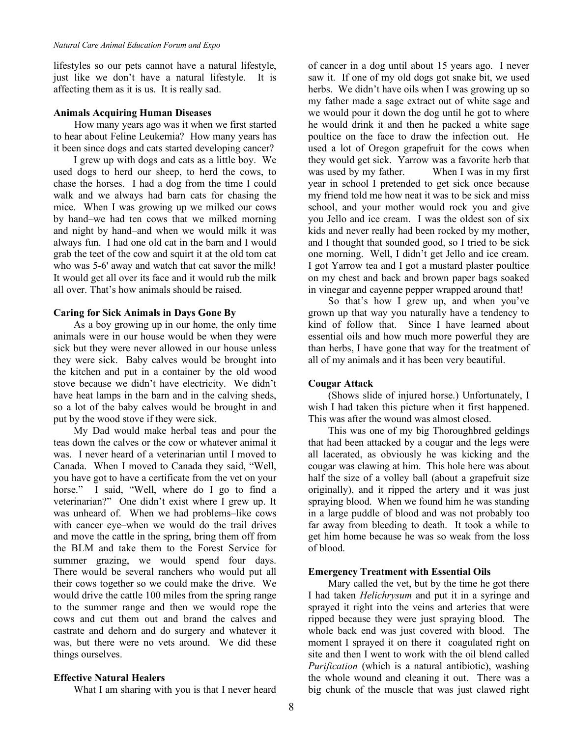lifestyles so our pets cannot have a natural lifestyle, just like we don't have a natural lifestyle. It is affecting them as it is us. It is really sad.

### Animals Acquiring Human Diseases

How many years ago was it when we first started to hear about Feline Leukemia? How many years has it been since dogs and cats started developing cancer?

I grew up with dogs and cats as a little boy. We used dogs to herd our sheep, to herd the cows, to chase the horses. I had a dog from the time I could walk and we always had barn cats for chasing the mice. When I was growing up we milked our cows by hand–we had ten cows that we milked morning and night by hand–and when we would milk it was always fun. I had one old cat in the barn and I would grab the teet of the cow and squirt it at the old tom cat who was 5-6' away and watch that cat savor the milk! It would get all over its face and it would rub the milk all over. That's how animals should be raised.

### Caring for Sick Animals in Days Gone By

As a boy growing up in our home, the only time animals were in our house would be when they were sick but they were never allowed in our house unless they were sick. Baby calves would be brought into the kitchen and put in a container by the old wood stove because we didn't have electricity. We didn't have heat lamps in the barn and in the calving sheds, so a lot of the baby calves would be brought in and put by the wood stove if they were sick.

My Dad would make herbal teas and pour the teas down the calves or the cow or whatever animal it was. I never heard of a veterinarian until I moved to Canada. When I moved to Canada they said, "Well, you have got to have a certificate from the vet on your horse." I said, "Well, where do I go to find a veterinarian?" One didn't exist where I grew up. It was unheard of. When we had problems–like cows with cancer eye–when we would do the trail drives and move the cattle in the spring, bring them off from the BLM and take them to the Forest Service for summer grazing, we would spend four days. There would be several ranchers who would put all their cows together so we could make the drive. We would drive the cattle 100 miles from the spring range to the summer range and then we would rope the cows and cut them out and brand the calves and castrate and dehorn and do surgery and whatever it was, but there were no vets around. We did these things ourselves.

### Effective Natural Healers

What I am sharing with you is that I never heard of cancer in a dog until about 15 years ago. I never saw it. If one of my old dogs got snake bit, we used herbs. We didn't have oils when I was growing up so my father made a sage extract out of white sage and we would pour it down the dog until he got to where he would drink it and then he packed a white sage poultice on the face to draw the infection out. He used a lot of Oregon grapefruit for the cows when they would get sick. Yarrow was a favorite herb that was used by my father. When I was in my first year in school I pretended to get sick once because my friend told me how neat it was to be sick and miss school, and your mother would rock you and give you Jello and ice cream. I was the oldest son of six kids and never really had been rocked by my mother, and I thought that sounded good, so I tried to be sick one morning. Well, I didn't get Jello and ice cream. I got Yarrow tea and I got a mustard plaster poultice on my chest and back and brown paper bags soaked in vinegar and cayenne pepper wrapped around that!

So that's how I grew up, and when you've grown up that way you naturally have a tendency to kind of follow that. Since I have learned about essential oils and how much more powerful they are than herbs, I have gone that way for the treatment of all of my animals and it has been very beautiful.

### Cougar Attack

(Shows slide of injured horse.) Unfortunately, I wish I had taken this picture when it first happened. This was after the wound was almost closed.

This was one of my big Thoroughbred geldings that had been attacked by a cougar and the legs were all lacerated, as obviously he was kicking and the cougar was clawing at him. This hole here was about half the size of a volley ball (about a grapefruit size originally), and it ripped the artery and it was just spraying blood. When we found him he was standing in a large puddle of blood and was not probably too far away from bleeding to death. It took a while to get him home because he was so weak from the loss of blood.

### Emergency Treatment with Essential Oils

Mary called the vet, but by the time he got there I had taken *Helichrysum* and put it in a syringe and sprayed it right into the veins and arteries that were ripped because they were just spraying blood. The whole back end was just covered with blood. The moment I sprayed it on there it coagulated right on site and then I went to work with the oil blend called *Purification* (which is a natural antibiotic), washing the whole wound and cleaning it out. There was a big chunk of the muscle that was just clawed right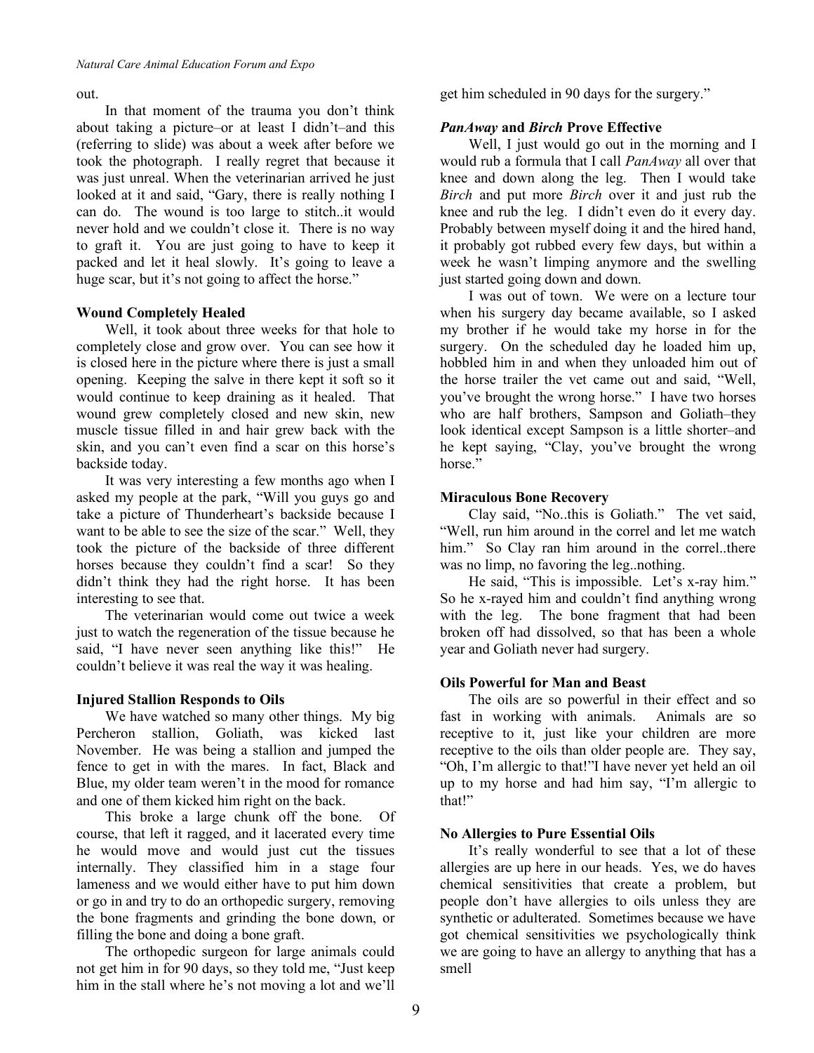out.

In that moment of the trauma you don't think about taking a picture–or at least I didn't–and this (referring to slide) was about a week after before we took the photograph. I really regret that because it was just unreal. When the veterinarian arrived he just looked at it and said, "Gary, there is really nothing I can do. The wound is too large to stitch..it would never hold and we couldn't close it. There is no way to graft it. You are just going to have to keep it packed and let it heal slowly. It's going to leave a huge scar, but it's not going to affect the horse."

### Wound Completely Healed

Well, it took about three weeks for that hole to completely close and grow over. You can see how it is closed here in the picture where there is just a small opening. Keeping the salve in there kept it soft so it would continue to keep draining as it healed. That wound grew completely closed and new skin, new muscle tissue filled in and hair grew back with the skin, and you can't even find a scar on this horse's backside today.

It was very interesting a few months ago when I asked my people at the park, "Will you guys go and take a picture of Thunderheart's backside because I want to be able to see the size of the scar." Well, they took the picture of the backside of three different horses because they couldn't find a scar! So they didn't think they had the right horse. It has been interesting to see that.

The veterinarian would come out twice a week just to watch the regeneration of the tissue because he said, "I have never seen anything like this!" He couldn't believe it was real the way it was healing.

### Injured Stallion Responds to Oils

We have watched so many other things. My big Percheron stallion, Goliath, was kicked last November. He was being a stallion and jumped the fence to get in with the mares. In fact, Black and Blue, my older team weren't in the mood for romance and one of them kicked him right on the back.

This broke a large chunk off the bone. Of course, that left it ragged, and it lacerated every time he would move and would just cut the tissues internally. They classified him in a stage four lameness and we would either have to put him down or go in and try to do an orthopedic surgery, removing the bone fragments and grinding the bone down, or filling the bone and doing a bone graft.

The orthopedic surgeon for large animals could not get him in for 90 days, so they told me, "Just keep him in the stall where he's not moving a lot and we'll get him scheduled in 90 days for the surgery."

### *PanAway* and *Birch* Prove Effective

Well, I just would go out in the morning and I would rub a formula that I call *PanAway* all over that knee and down along the leg. Then I would take *Birch* and put more *Birch* over it and just rub the knee and rub the leg. I didn't even do it every day. Probably between myself doing it and the hired hand, it probably got rubbed every few days, but within a week he wasn't limping anymore and the swelling just started going down and down.

I was out of town. We were on a lecture tour when his surgery day became available, so I asked my brother if he would take my horse in for the surgery. On the scheduled day he loaded him up, hobbled him in and when they unloaded him out of the horse trailer the vet came out and said, "Well, you've brought the wrong horse." I have two horses who are half brothers, Sampson and Goliath–they look identical except Sampson is a little shorter–and he kept saying, "Clay, you've brought the wrong horse."

### Miraculous Bone Recovery

Clay said, "No..this is Goliath." The vet said, "Well, run him around in the correl and let me watch him." So Clay ran him around in the correl..there was no limp, no favoring the leg..nothing.

He said, "This is impossible. Let's x-ray him." So he x-rayed him and couldn't find anything wrong with the leg. The bone fragment that had been broken off had dissolved, so that has been a whole year and Goliath never had surgery.

### Oils Powerful for Man and Beast

The oils are so powerful in their effect and so fast in working with animals. Animals are so receptive to it, just like your children are more receptive to the oils than older people are. They say, "Oh, I'm allergic to that!"I have never yet held an oil up to my horse and had him say, "I'm allergic to that!"

### No Allergies to Pure Essential Oils

It's really wonderful to see that a lot of these allergies are up here in our heads. Yes, we do haves chemical sensitivities that create a problem, but people don't have allergies to oils unless they are synthetic or adulterated. Sometimes because we have got chemical sensitivities we psychologically think we are going to have an allergy to anything that has a smell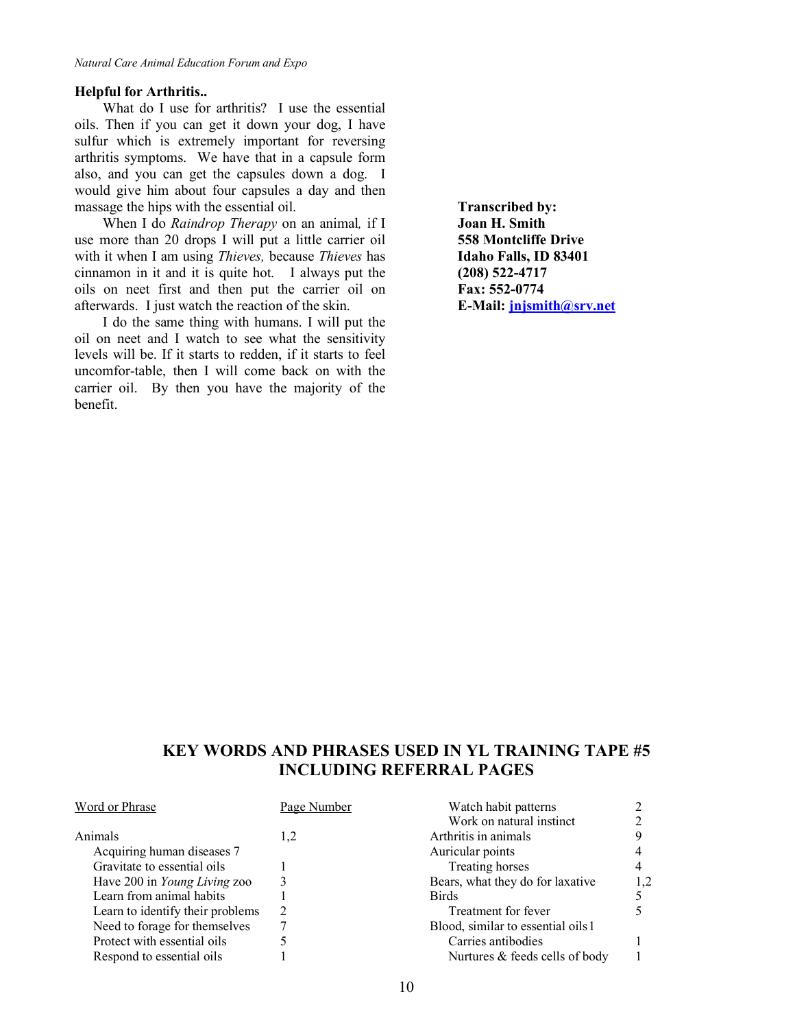**Helpful for Arthritis..**

What do I use for arthritis? I use the essential oils. Then if you can get it down your dog, I have sulfur which is extremely important for reversing arthritis symptoms. We have that in a capsule form also, and you can get the capsules down a dog. I would give him about four capsules a day and then massage the hips with the essential oil.

When I do *Raindrop Therapy* on an animal, if I use more than 20 drops I will put a little carrier oil with it when I am using *Thieves,* because *Thieves* has cinnamon in it and it is quite hot. I always put the oils on neet first and then put the carrier oil on afterwards. I just watch the reaction of the skin.

I do the same thing with humans. I will put the oil on neet and I watch to see what the sensitivity levels will be. If it starts to redden, if it starts to feel uncomfor-table, then I will come back on with the carrier oil. By then you have the majority of the benefit.

**Transcribed by:**
**Joan H. Smith**
**558 Montcliffe Drive**
**Idaho Falls, ID 83401**
**(208) 522-4717**
**Fax: 552-0774**
**E-Mail: jnjsmith@srv.net**

## KEY WORDS AND PHRASES USED IN YL TRAINING TAPE #5 INCLUDING REFERRAL PAGES

| Word or Phrase | Page Number |
|---|---|
| Animals | 1,2 |
| Acquiring human diseases | 7 |
| Gravitate to essential oils | 1 |
| Have 200 in *Young Living* zoo | 3 |
| Learn from animal habits | 1 |
| Learn to identify their problems | 2 |
| Need to forage for themselves | 7 |
| Protect with essential oils | 5 |
| Respond to essential oils | 1 |
| Watch habit patterns | 2 |
| Work on natural instinct | 2 |
| Arthritis in animals | 9 |
| Auricular points | 4 |
| Treating horses | 4 |
| Bears, what they do for laxative | 1,2 |
| Birds | 5 |
| Treatment for fever | 5 |
| Blood, similar to essential oils | 1 |
| Carries antibodies | 1 |
| Nurtures & feeds cells of body | 1 |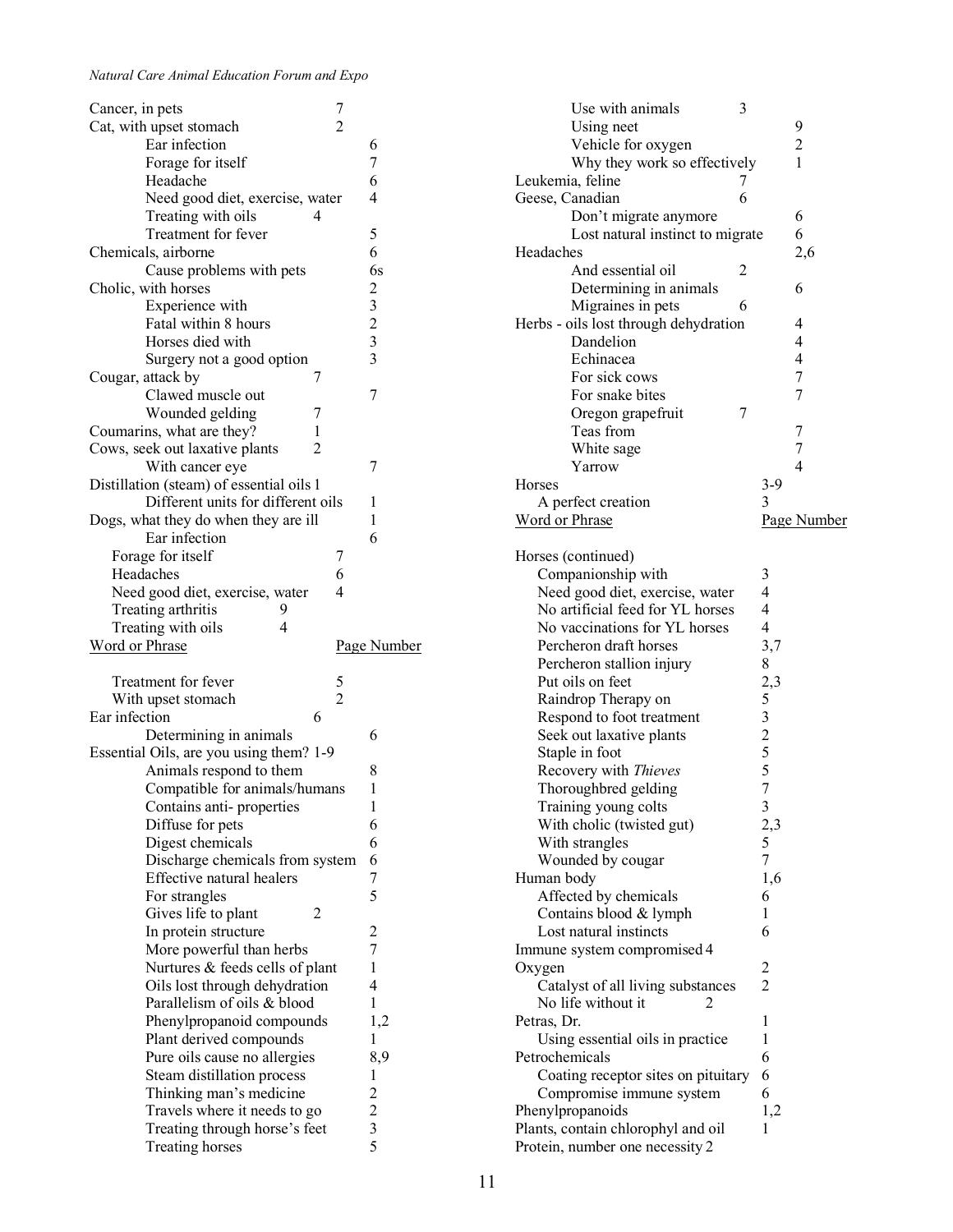| Word or Phrase | Page Number |
|---|---|
| Cancer, in pets | 7 |
| Cat, with upset stomach | 2 |
| Ear infection | 6 |
| Forage for itself | 7 |
| Headache | 6 |
| Need good diet, exercise, water | 4 |
| Treating with oils | 4 |
| Treatment for fever | 5 |
| Chemicals, airborne | 6 |
| Cause problems with pets | 6s |
| Cholic, with horses | 2 |
| Experience with | 3 |
| Fatal within 8 hours | 2 |
| Horses died with | 3 |
| Surgery not a good option | 3 |
| Cougar, attack by | 7 |
| Clawed muscle out | 7 |
| Wounded gelding | 7 |
| Coumarins, what are they? | 1 |
| Cows, seek out laxative plants | 2 |
| With cancer eye | 7 |
| Distillation (steam) of essential oils | 1 |
| Different units for different oils | 1 |
| Dogs, what they do when they are ill | 1 |
| Ear infection | 6 |
| Forage for itself | 7 |
| Headaches | 6 |
| Need good diet, exercise, water | 4 |
| Treating arthritis | 9 |
| Treating with oils | 4 |
| Treatment for fever | 5 |
| With upset stomach | 2 |
| Ear infection | 6 |
| Determining in animals | 6 |
| Essential Oils, are you using them? | 1-9 |
| Animals respond to them | 8 |
| Compatible for animals/humans | 1 |
| Contains anti- properties | 1 |
| Diffuse for pets | 6 |
| Digest chemicals | 6 |
| Discharge chemicals from system | 6 |
| Effective natural healers | 7 |
| For strangles | 5 |
| Gives life to plant | 2 |
| In protein structure | 2 |
| More powerful than herbs | 7 |
| Nurtures & feeds cells of plant | 1 |
| Oils lost through dehydration | 4 |
| Parallelism of oils & blood | 1 |
| Phenylpropanoid compounds | 1,2 |
| Plant derived compounds | 1 |
| Pure oils cause no allergies | 8,9 |
| Steam distillation process | 1 |
| Thinking man's medicine | 2 |
| Travels where it needs to go | 2 |
| Treating through horse's feet | 3 |
| Treating horses | 5 |
| Use with animals | 3 |
| Using neet | 9 |
| Vehicle for oxygen | 2 |
| Why they work so effectively | 1 |
| Leukemia, feline | 7 |
| Geese, Canadian | 6 |
| Don't migrate anymore | 6 |
| Lost natural instinct to migrate | 6 |
| Headaches | 2,6 |
| And essential oil | 2 |
| Determining in animals | 6 |
| Migraines in pets | 6 |
| Herbs - oils lost through dehydration | 4 |
| Dandelion | 4 |
| Echinacea | 4 |
| For sick cows | 7 |
| For snake bites | 7 |
| Oregon grapefruit | 7 |
| Teas from | 7 |
| White sage | 7 |
| Yarrow | 4 |
| Horses | 3-9 |
| A perfect creation | 3 |
| Horses (continued) | |
| Companionship with | 3 |
| Need good diet, exercise, water | 4 |
| No artificial feed for YL horses | 4 |
| No vaccinations for YL horses | 4 |
| Percheron draft horses | 3,7 |
| Percheron stallion injury | 8 |
| Put oils on feet | 2,3 |
| Raindrop Therapy on | 5 |
| Respond to foot treatment | 3 |
| Seek out laxative plants | 2 |
| Staple in foot | 5 |
| Recovery with *Thieves* | 5 |
| Thoroughbred gelding | 7 |
| Training young colts | 3 |
| With cholic (twisted gut) | 2,3 |
| With strangles | 5 |
| Wounded by cougar | 7 |
| Human body | 1,6 |
| Affected by chemicals | 6 |
| Contains blood & lymph | 1 |
| Lost natural instincts | 6 |
| Immune system compromised | 4 |
| Oxygen | 2 |
| Catalyst of all living substances | 2 |
| No life without it | 2 |
| Petras, Dr. | 1 |
| Using essential oils in practice | 1 |
| Petrochemicals | 6 |
| Coating receptor sites on pituitary | 6 |
| Compromise immune system | 6 |
| Phenylpropanoids | 1,2 |
| Plants, contain chlorophyl and oil | 1 |
| Protein, number one necessity | 2 |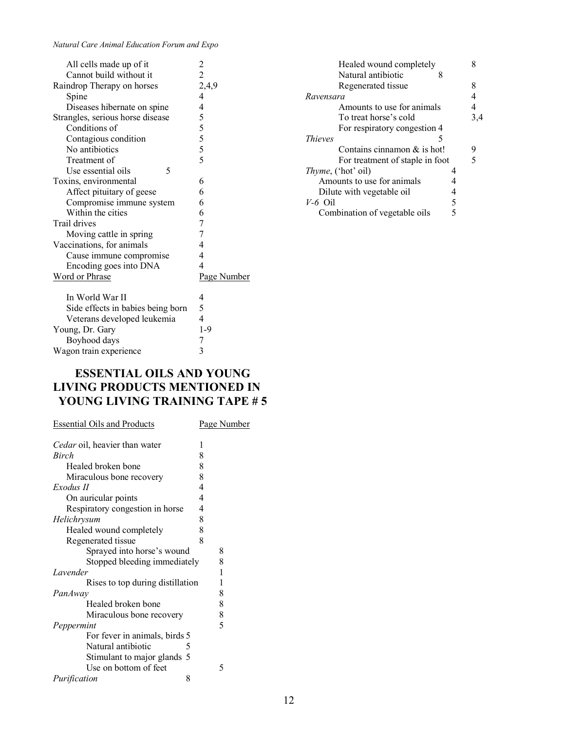| | |
|---|---|
| All cells made up of it | 2 |
| Cannot build without it | 2 |
| Raindrop Therapy on horses | 2,4,9 |
| Spine | 4 |
| Diseases hibernate on spine | 4 |
| Strangles, serious horse disease | 5 |
| Conditions of | 5 |
| Contagious condition | 5 |
| No antibiotics | 5 |
| Treatment of | 5 |
| Use essential oils | 5 |
| Toxins, environmental | 6 |
| Affect pituitary of geese | 6 |
| Compromise immune system | 6 |
| Within the cities | 6 |
| Trail drives | 7 |
| Moving cattle in spring | 7 |
| Vaccinations, for animals | 4 |
| Cause immune compromise | 4 |
| Encoding goes into DNA | 4 |

| Word or Phrase | Page Number |
|---|---|
| In World War II | 4 |
| Side effects in babies being born | 5 |
| Veterans developed leukemia | 4 |
| Young, Dr. Gary | 1-9 |
| Boyhood days | 7 |
| Wagon train experience | 3 |

## ESSENTIAL OILS AND YOUNG LIVING PRODUCTS MENTIONED IN YOUNG LIVING TRAINING TAPE # 5

| Essential Oils and Products | Page Number |
|---|---|
| *Cedar* oil, heavier than water | 1 |
| *Birch* | 8 |
| Healed broken bone | 8 |
| Miraculous bone recovery | 8 |
| *Exodus II* | 4 |
| On auricular points | 4 |
| Respiratory congestion in horse | 4 |
| *Helichrysum* | 8 |
| Healed wound completely | 8 |
| Regenerated tissue | 8 |
| Sprayed into horse's wound | 8 |
| Stopped bleeding immediately | 8 |
| *Lavender* | 1 |
| Rises to top during distillation | 1 |
| *PanAway* | 8 |
| Healed broken bone | 8 |
| Miraculous bone recovery | 8 |
| *Peppermint* | 5 |
| For fever in animals, birds | 5 |
| Natural antibiotic | 5 |
| Stimulant to major glands | 5 |
| Use on bottom of feet | 5 |
| *Purification* | 8 |
| Healed wound completely | 8 |
| Natural antibiotic | 8 |
| Regenerated tissue | 8 |
| *Ravensara* | 4 |
| Amounts to use for animals | 4 |
| To treat horse's cold | 3,4 |
| For respiratory congestion | 4 |
| *Thieves* | 5 |
| Contains cinnamon & is hot! | 9 |
| For treatment of staple in foot | 5 |
| *Thyme*, ('hot' oil) | 4 |
| Amounts to use for animals | 4 |
| Dilute with vegetable oil | 4 |
| *V-6* Oil | 5 |
| Combination of vegetable oils | 5 |